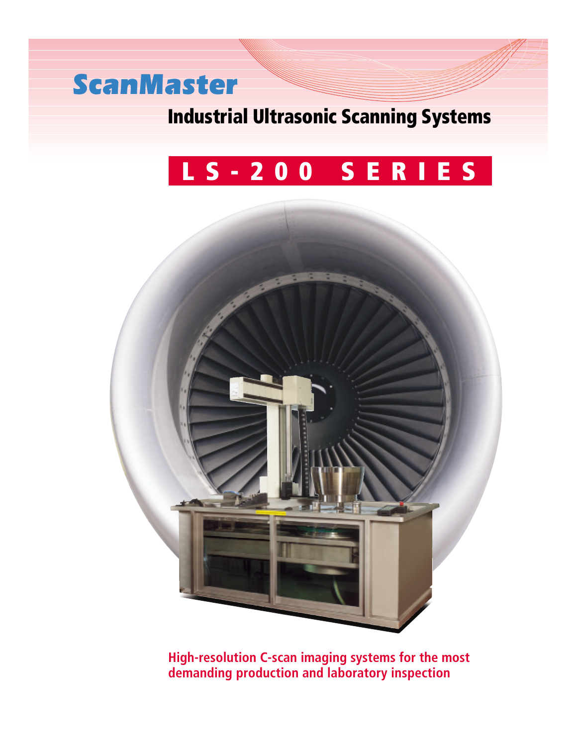# ScanMaster

## Industrial Ultrasonic Scanning Systems

# LS-200 SERIES

**High-resolution C-scan imaging systems for the most demanding production and laboratory inspection**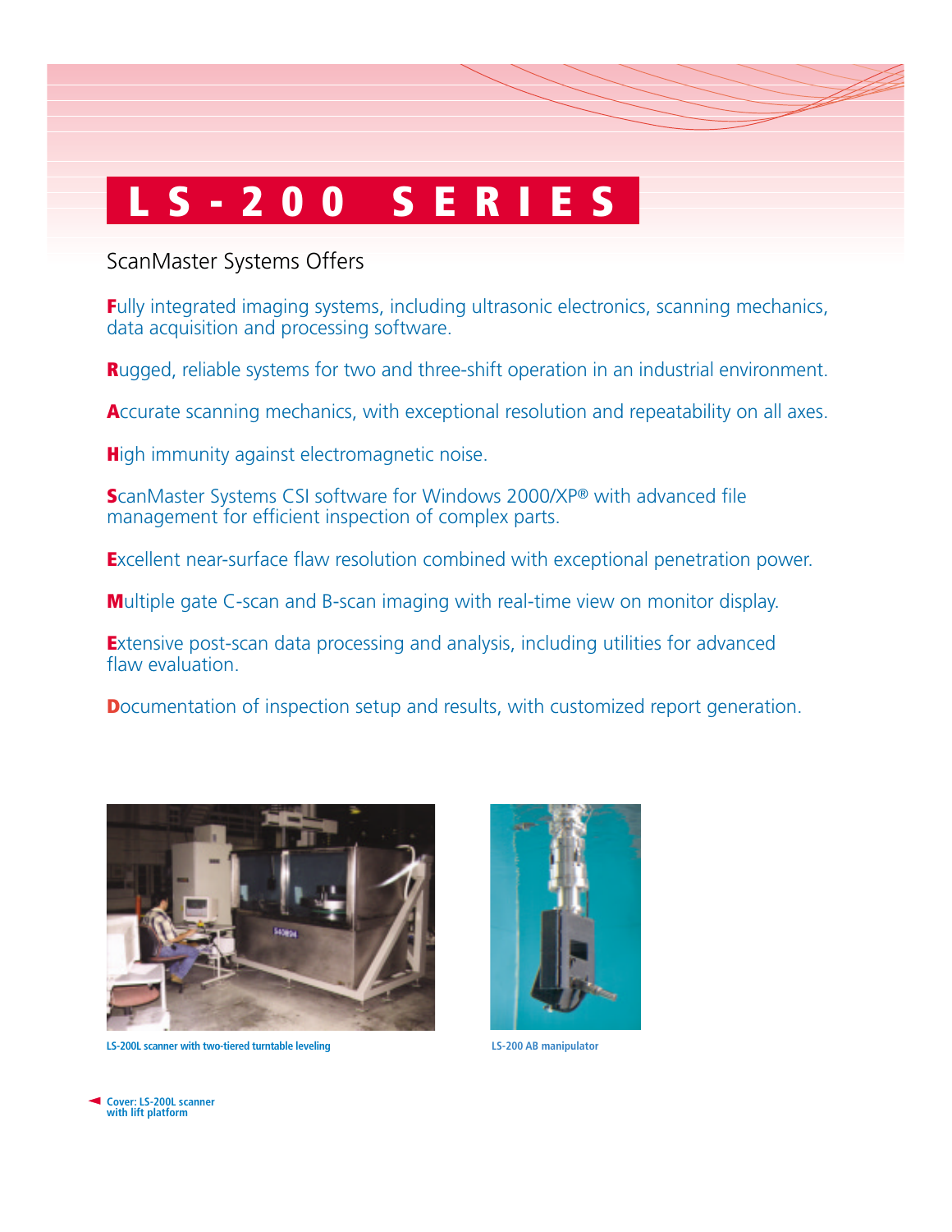# LS-200 SERIES

ScanMaster Systems Offers

**F**ully integrated imaging systems, including ultrasonic electronics, scanning mechanics, data acquisition and processing software.

**R**ugged, reliable systems for two and three-shift operation in an industrial environment.

**A**ccurate scanning mechanics, with exceptional resolution and repeatability on all axes.

**H**igh immunity against electromagnetic noise.

**S**canMaster Systems CSI software for Windows 2000/XP® with advanced file management for efficient inspection of complex parts.

**E**xcellent near-surface flaw resolution combined with exceptional penetration power.

**M**ultiple gate C-scan and B-scan imaging with real-time view on monitor display.

**E**xtensive post-scan data processing and analysis, including utilities for advanced flaw evaluation.

**D**ocumentation of inspection setup and results, with customized report generation.

LS-200L scanner with two-tiered turntable leveling

LS-200 AB manipulator

Cover: LS-200L scanner with lift platform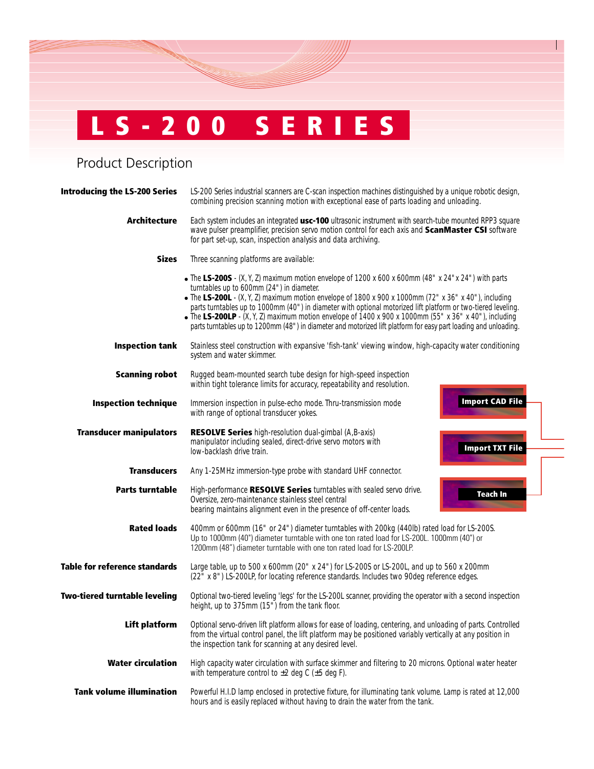# LS-200 SERIES

## Product Description

**Introducing the LS-200 Series** LS-200 Series industrial scanners are C-scan inspection machines distinguished by a unique robotic design, combining precision scanning motion with exceptional ease of parts loading and unloading.

**Architecture** Each system includes an integrated **usc-100** ultrasonic instrument with search-tube mounted RPP3 square wave pulser preamplifier, precision servo motion control for each axis and **ScanMaster CSI** software for part set-up, scan, inspection analysis and data archiving.

**Sizes** Three scanning platforms are available:

- The **LS-200S** - (X, Y, Z) maximum motion envelope of 1200 x 600 x 600mm (48" x 24" x 24") with parts turntables up to 600mm (24") in diameter.
- The **LS-200L** - (X, Y, Z) maximum motion envelope of 1800 x 900 x 1000mm (72" x 36" x 40"), including parts turntables up to 1000mm (40") in diameter with optional motorized lift platform or two-tiered leveling.
- The **LS-200LP** - (X, Y, Z) maximum motion envelope of 1400 x 900 x 1000mm (55" x 36" x 40"), including parts turntables up to 1200mm (48") in diameter and motorized lift platform for easy part loading and unloading.

**Inspection tank** Stainless steel construction with expansive 'fish-tank' viewing window, high-capacity water conditioning system and water skimmer.

**Scanning robot** Rugged beam-mounted search tube design for high-speed inspection within tight tolerance limits for accuracy, repeatability and resolution.

**Inspection technique** Immersion inspection in pulse-echo mode. Thru-transmission mode with range of optional transducer yokes.

**Transducer manipulators** **RESOLVE Series** high-resolution dual-gimbal (A,B-axis) manipulator including sealed, direct-drive servo motors with low-backlash drive train.

**Transducers** Any 1-25MHz immersion-type probe with standard UHF connector.

**Parts turntable** High-performance **RESOLVE Series** turntables with sealed servo drive. Oversize, zero-maintenance stainless steel central bearing maintains alignment even in the presence of off-center loads.

Import CAD File

Import TXT File

Teach In

**Rated loads** 400mm or 600mm (16" or 24") diameter turntables with 200kg (440lb) rated load for LS-200S. Up to 1000mm (40") diameter turntable with one ton rated load for LS-200L. 1000mm (40") or 1200mm (48") diameter turntable with one ton rated load for LS-200LP.

**Table for reference standards** Large table, up to 500 x 600mm (20" x 24") for LS-200S or LS-200L, and up to 560 x 200mm (22" x 8") LS-200LP, for locating reference standards. Includes two 90deg reference edges.

**Two-tiered turntable leveling** Optional two-tiered leveling 'legs' for the LS-200L scanner, providing the operator with a second inspection height, up to 375mm (15") from the tank floor.

**Lift platform** Optional servo-driven lift platform allows for ease of loading, centering, and unloading of parts. Controlled from the virtual control panel, the lift platform may be positioned variably vertically at any position in the inspection tank for scanning at any desired level.

**Water circulation** High capacity water circulation with surface skimmer and filtering to 20 microns. Optional water heater with temperature control to ±2 deg C (±5 deg F).

**Tank volume illumination** Powerful H.I.D lamp enclosed in protective fixture, for illuminating tank volume. Lamp is rated at 12,000 hours and is easily replaced without having to drain the water from the tank.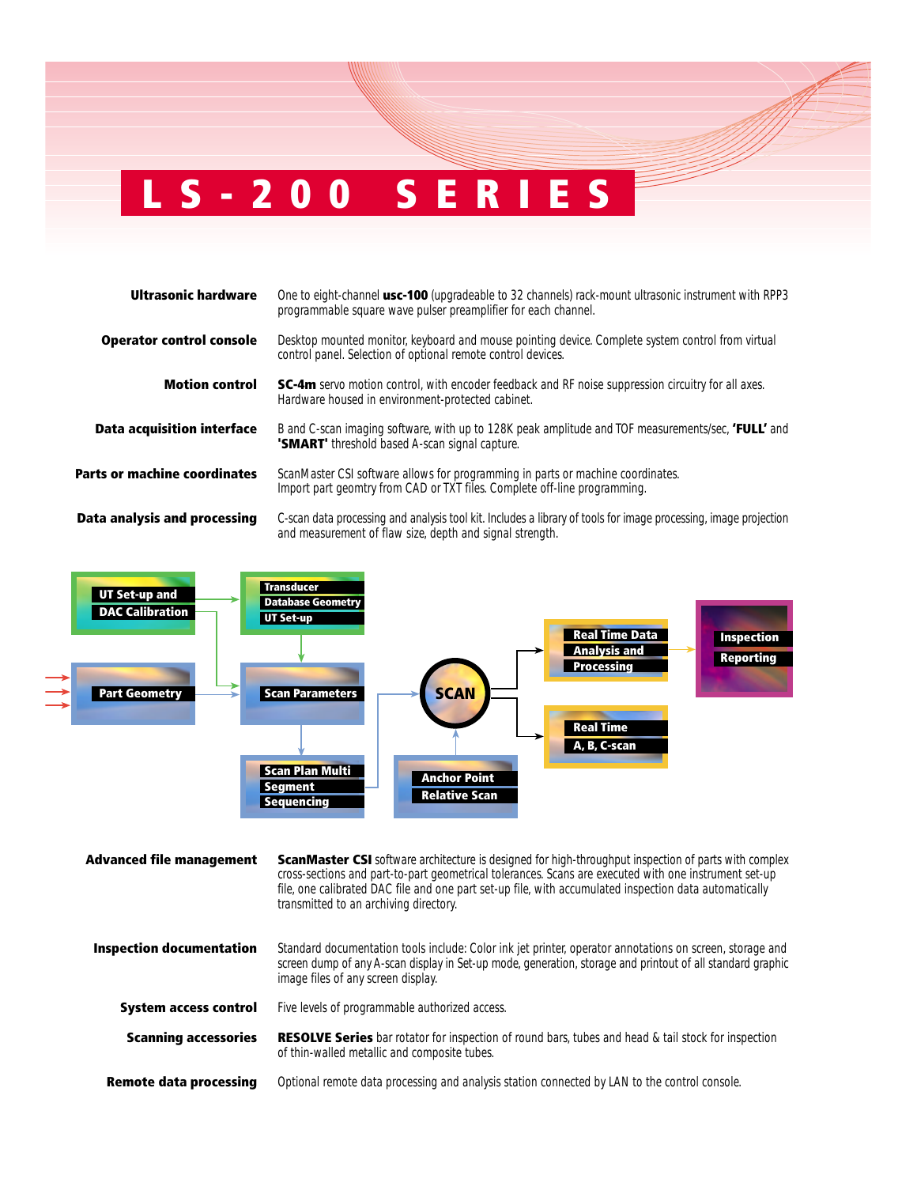# LS-200 SERIES

| | |
|---|---|
| **Ultrasonic hardware** | One to eight-channel **usc-100** (upgradeable to 32 channels) rack-mount ultrasonic instrument with RPP3 programmable square wave pulser preamplifier for each channel. |
| **Operator control console** | Desktop mounted monitor, keyboard and mouse pointing device. Complete system control from virtual control panel. Selection of optional remote control devices. |
| **Motion control** | **SC-4m** servo motion control, with encoder feedback and RF noise suppression circuitry for all axes. Hardware housed in environment-protected cabinet. |
| **Data acquisition interface** | B and C-scan imaging software, with up to 128K peak amplitude and TOF measurements/sec, **'FULL'** and **'SMART'** threshold based A-scan signal capture. |
| **Parts or machine coordinates** | ScanMaster CSI software allows for programming in parts or machine coordinates. Import part geomtry from CAD or TXT files. Complete off-line programming. |
| **Data analysis and processing** | C-scan data processing and analysis tool kit. Includes a library of tools for image processing, image projection and measurement of flaw size, depth and signal strength. |

UT Set-up and DAC Calibration → Transducer Database Geometry UT Set-up → Scan Parameters

Part Geometry → Scan Parameters → Scan Plan Multi Segment Sequencing → SCAN

Anchor Point Relative Scan → SCAN

SCAN → Real Time Data Analysis and Processing → Inspection Reporting

SCAN → Real Time A, B, C-scan

| | |
|---|---|
| **Advanced file management** | **ScanMaster CSI** software architecture is designed for high-throughput inspection of parts with complex cross-sections and part-to-part geometrical tolerances. Scans are executed with one instrument set-up file, one calibrated DAC file and one part set-up file, with accumulated inspection data automatically transmitted to an archiving directory. |
| **Inspection documentation** | Standard documentation tools include: Color ink jet printer, operator annotations on screen, storage and screen dump of any A-scan display in Set-up mode, generation, storage and printout of all standard graphic image files of any screen display. |
| **System access control** | Five levels of programmable authorized access. |
| **Scanning accessories** | **RESOLVE Series** bar rotator for inspection of round bars, tubes and head & tail stock for inspection of thin-walled metallic and composite tubes. |
| **Remote data processing** | Optional remote data processing and analysis station connected by LAN to the control console. |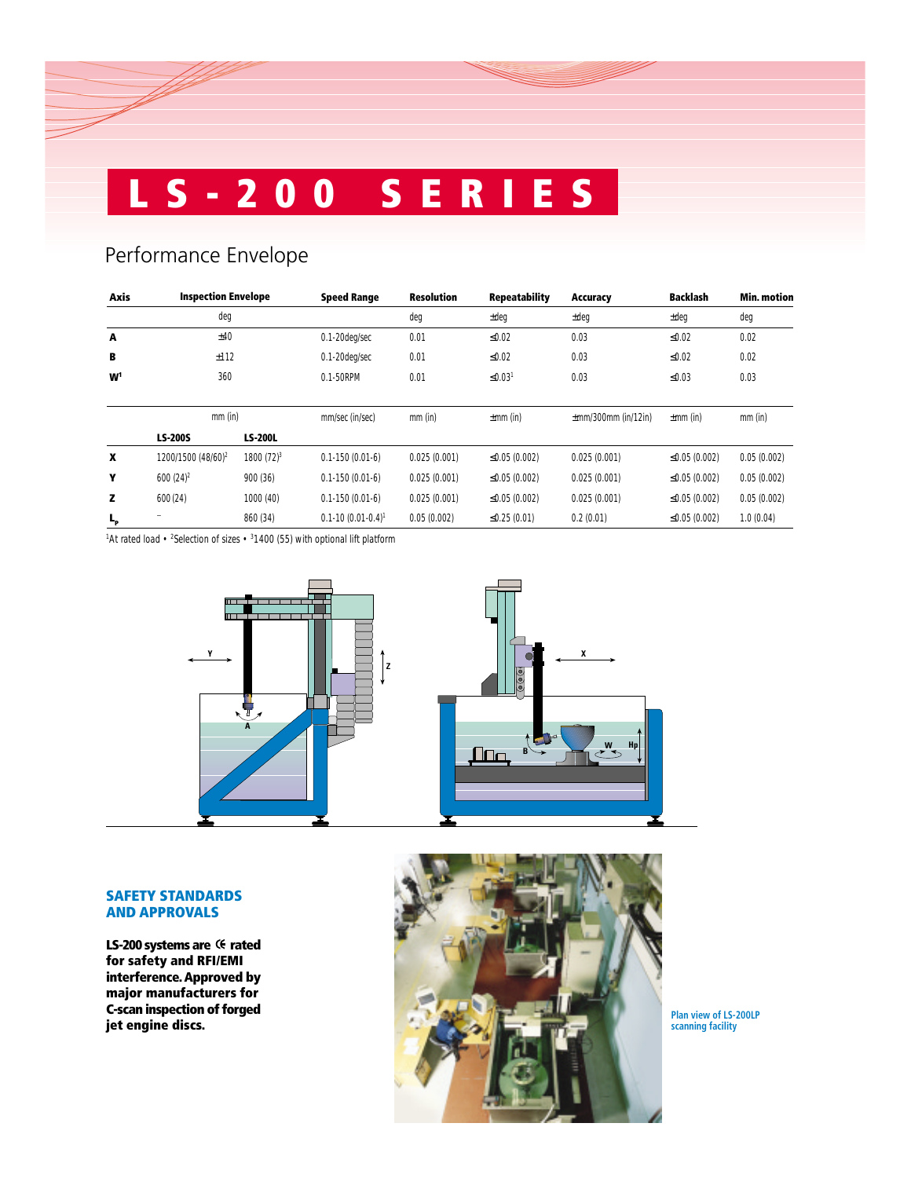// LS-200 SERIES

## Performance Envelope

| Axis | Inspection Envelope | | Speed Range | Resolution | Repeatability | Accuracy | Backlash | Min. motion |
|---|---|---|---|---|---|---|---|---|
| | deg | | | deg | ±deg | ±deg | ±deg | deg |
| **A** | ±40 | | 0.1-20deg/sec | 0.01 | ≤0.02 | 0.03 | ≤0.02 | 0.02 |
| **B** | ±112 | | 0.1-20deg/sec | 0.01 | ≤0.02 | 0.03 | ≤0.02 | 0.02 |
| **W**[1] | 360 | | 0.1-50RPM | 0.01 | ≤0.03[1] | 0.03 | ≤0.03 | 0.03 |
| | mm (in) | | mm/sec (in/sec) | mm (in) | ±mm (in) | ±mm/300mm (in/12in) | ±mm (in) | mm (in) |
| | **LS-200S** | **LS-200L** | | | | | | |
| **X** | 1200/1500 (48/60)[2] | 1800 (72)[3] | 0.1-150 (0.01-6) | 0.025 (0.001) | ≤0.05 (0.002) | 0.025 (0.001) | ≤0.05 (0.002) | 0.05 (0.002) |
| **Y** | 600 (24)[2] | 900 (36) | 0.1-150 (0.01-6) | 0.025 (0.001) | ≤0.05 (0.002) | 0.025 (0.001) | ≤0.05 (0.002) | 0.05 (0.002) |
| **Z** | 600 (24) | 1000 (40) | 0.1-150 (0.01-6) | 0.025 (0.001) | ≤0.05 (0.002) | 0.025 (0.001) | ≤0.05 (0.002) | 0.05 (0.002) |
| **$L_P$** | – | 860 (34) | 0.1-10 (0.01-0.4)[1] | 0.05 (0.002) | ≤0.25 (0.01) | 0.2 (0.01) | ≤0.05 (0.002) | 1.0 (0.04) |

[1]At rated load • [2]Selection of sizes • [3]1400 (55) with optional lift platform

### SAFETY STANDARDS AND APPROVALS

**LS-200 systems are CE rated for safety and RFI/EMI interference. Approved by major manufacturers for C-scan inspection of forged jet engine discs.**

Plan view of LS-200LP scanning facility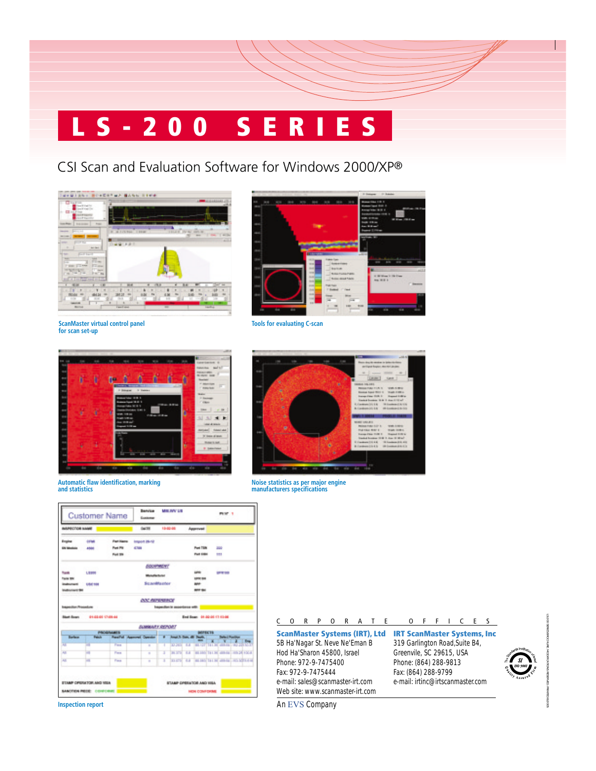# LS-200 SERIES

CSI Scan and Evaluation Software for Windows 2000/XP®

ScanMaster virtual control panel for scan set-up

Tools for evaluating C-scan

Automatic flaw identification, marking and statistics

Noise statistics as per major engine manufacturers specifications

Inspection report

C O R P O R A T E   O F F I C E S

**ScanMaster Systems (IRT), Ltd**
5B Ha'Nagar St. Neve Ne'Eman B
Hod Ha'Sharon 45800, Israel
Phone: 972-9-7475400
Fax: 972-9-7475444
e-mail: sales@scanmaster-irt.com
Web site: www.scanmaster-irt.com

**IRT ScanMaster Systems, Inc**
319 Garlington Road,Suite B4,
Greenvile, SC 29615, USA
Phone: (864) 288-9813
Fax: (864) 288-9799
e-mail: irtinc@irtscanmaster.com

An EVS Company